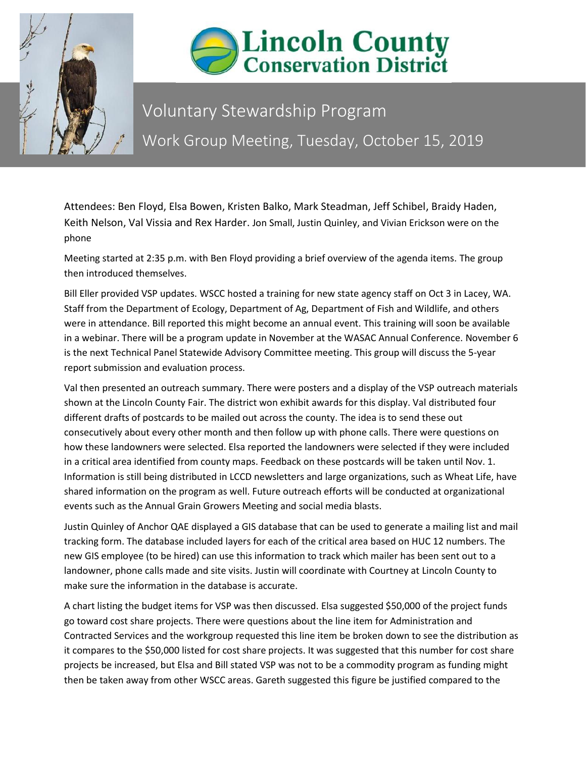# Lincoln County Conservation District

## Voluntary Stewardship Program

## Work Group Meeting, Tuesday, October 15, 2019

Attendees: Ben Floyd, Elsa Bowen, Kristen Balko, Mark Steadman, Jeff Schibel, Braidy Haden, Keith Nelson, Val Vissia and Rex Harder. Jon Small, Justin Quinley, and Vivian Erickson were on the phone

Meeting started at 2:35 p.m. with Ben Floyd providing a brief overview of the agenda items. The group then introduced themselves.

Bill Eller provided VSP updates. WSCC hosted a training for new state agency staff on Oct 3 in Lacey, WA. Staff from the Department of Ecology, Department of Ag, Department of Fish and Wildlife, and others were in attendance. Bill reported this might become an annual event. This training will soon be available in a webinar. There will be a program update in November at the WASAC Annual Conference. November 6 is the next Technical Panel Statewide Advisory Committee meeting. This group will discuss the 5-year report submission and evaluation process.

Val then presented an outreach summary. There were posters and a display of the VSP outreach materials shown at the Lincoln County Fair. The district won exhibit awards for this display. Val distributed four different drafts of postcards to be mailed out across the county. The idea is to send these out consecutively about every other month and then follow up with phone calls. There were questions on how these landowners were selected. Elsa reported the landowners were selected if they were included in a critical area identified from county maps. Feedback on these postcards will be taken until Nov. 1. Information is still being distributed in LCCD newsletters and large organizations, such as Wheat Life, have shared information on the program as well. Future outreach efforts will be conducted at organizational events such as the Annual Grain Growers Meeting and social media blasts.

Justin Quinley of Anchor QAE displayed a GIS database that can be used to generate a mailing list and mail tracking form. The database included layers for each of the critical area based on HUC 12 numbers. The new GIS employee (to be hired) can use this information to track which mailer has been sent out to a landowner, phone calls made and site visits. Justin will coordinate with Courtney at Lincoln County to make sure the information in the database is accurate.

A chart listing the budget items for VSP was then discussed. Elsa suggested $50,000 of the project funds go toward cost share projects. There were questions about the line item for Administration and Contracted Services and the workgroup requested this line item be broken down to see the distribution as it compares to the $50,000 listed for cost share projects. It was suggested that this number for cost share projects be increased, but Elsa and Bill stated VSP was not to be a commodity program as funding might then be taken away from other WSCC areas. Gareth suggested this figure be justified compared to the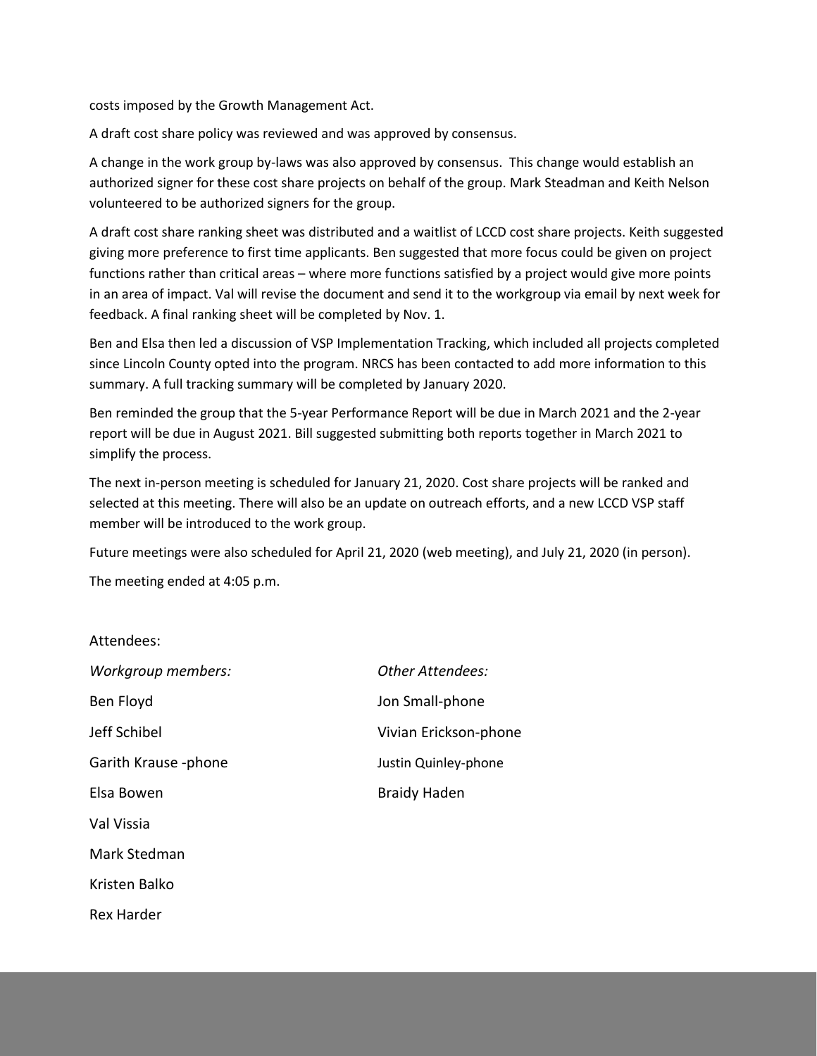costs imposed by the Growth Management Act.

A draft cost share policy was reviewed and was approved by consensus.

A change in the work group by-laws was also approved by consensus. This change would establish an authorized signer for these cost share projects on behalf of the group. Mark Steadman and Keith Nelson volunteered to be authorized signers for the group.

A draft cost share ranking sheet was distributed and a waitlist of LCCD cost share projects. Keith suggested giving more preference to first time applicants. Ben suggested that more focus could be given on project functions rather than critical areas – where more functions satisfied by a project would give more points in an area of impact. Val will revise the document and send it to the workgroup via email by next week for feedback. A final ranking sheet will be completed by Nov. 1.

Ben and Elsa then led a discussion of VSP Implementation Tracking, which included all projects completed since Lincoln County opted into the program. NRCS has been contacted to add more information to this summary. A full tracking summary will be completed by January 2020.

Ben reminded the group that the 5-year Performance Report will be due in March 2021 and the 2-year report will be due in August 2021. Bill suggested submitting both reports together in March 2021 to simplify the process.

The next in-person meeting is scheduled for January 21, 2020. Cost share projects will be ranked and selected at this meeting. There will also be an update on outreach efforts, and a new LCCD VSP staff member will be introduced to the work group.

Future meetings were also scheduled for April 21, 2020 (web meeting), and July 21, 2020 (in person).

The meeting ended at 4:05 p.m.

Attendees:

| *Workgroup members:* | *Other Attendees:* |
|---|---|
| Ben Floyd | Jon Small-phone |
| Jeff Schibel | Vivian Erickson-phone |
| Garith Krause -phone | Justin Quinley-phone |
| Elsa Bowen | Braidy Haden |
| Val Vissia | |
| Mark Stedman | |
| Kristen Balko | |
| Rex Harder | |